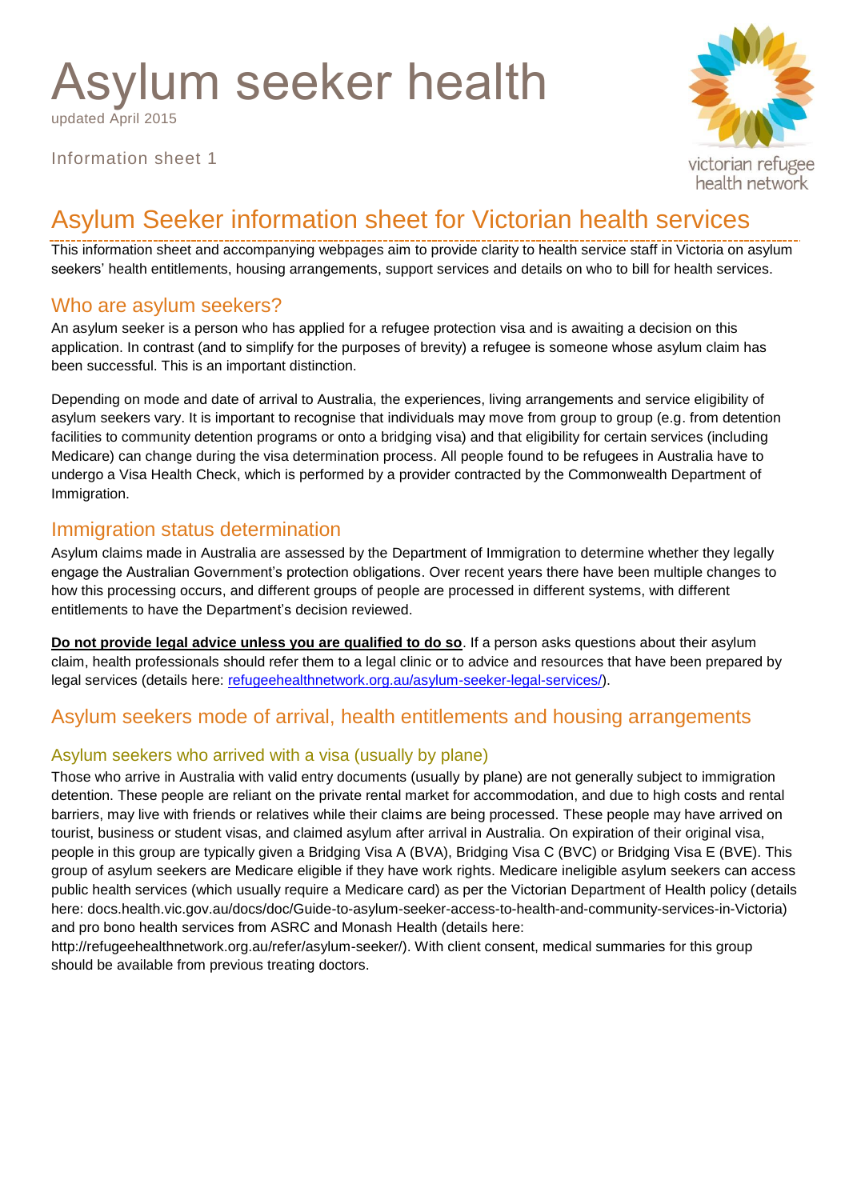# Asylum seeker health

updated April 2015

Information sheet 1

victorian refugee health network

## Asylum Seeker information sheet for Victorian health services

This information sheet and accompanying webpages aim to provide clarity to health service staff in Victoria on asylum seekers' health entitlements, housing arrangements, support services and details on who to bill for health services.

## Who are asylum seekers?

An asylum seeker is a person who has applied for a refugee protection visa and is awaiting a decision on this application. In contrast (and to simplify for the purposes of brevity) a refugee is someone whose asylum claim has been successful. This is an important distinction.

Depending on mode and date of arrival to Australia, the experiences, living arrangements and service eligibility of asylum seekers vary. It is important to recognise that individuals may move from group to group (e.g. from detention facilities to community detention programs or onto a bridging visa) and that eligibility for certain services (including Medicare) can change during the visa determination process. All people found to be refugees in Australia have to undergo a Visa Health Check, which is performed by a provider contracted by the Commonwealth Department of Immigration.

## Immigration status determination

Asylum claims made in Australia are assessed by the Department of Immigration to determine whether they legally engage the Australian Government's protection obligations. Over recent years there have been multiple changes to how this processing occurs, and different groups of people are processed in different systems, with different entitlements to have the Department's decision reviewed.

**Do not provide legal advice unless you are qualified to do so**. If a person asks questions about their asylum claim, health professionals should refer them to a legal clinic or to advice and resources that have been prepared by legal services (details here: refugeehealthnetwork.org.au/asylum-seeker-legal-services/).

## Asylum seekers mode of arrival, health entitlements and housing arrangements

### Asylum seekers who arrived with a visa (usually by plane)

Those who arrive in Australia with valid entry documents (usually by plane) are not generally subject to immigration detention. These people are reliant on the private rental market for accommodation, and due to high costs and rental barriers, may live with friends or relatives while their claims are being processed. These people may have arrived on tourist, business or student visas, and claimed asylum after arrival in Australia. On expiration of their original visa, people in this group are typically given a Bridging Visa A (BVA), Bridging Visa C (BVC) or Bridging Visa E (BVE). This group of asylum seekers are Medicare eligible if they have work rights. Medicare ineligible asylum seekers can access public health services (which usually require a Medicare card) as per the Victorian Department of Health policy (details here: docs.health.vic.gov.au/docs/doc/Guide-to-asylum-seeker-access-to-health-and-community-services-in-Victoria) and pro bono health services from ASRC and Monash Health (details here: http://refugeehealthnetwork.org.au/refer/asylum-seeker/). With client consent, medical summaries for this group should be available from previous treating doctors.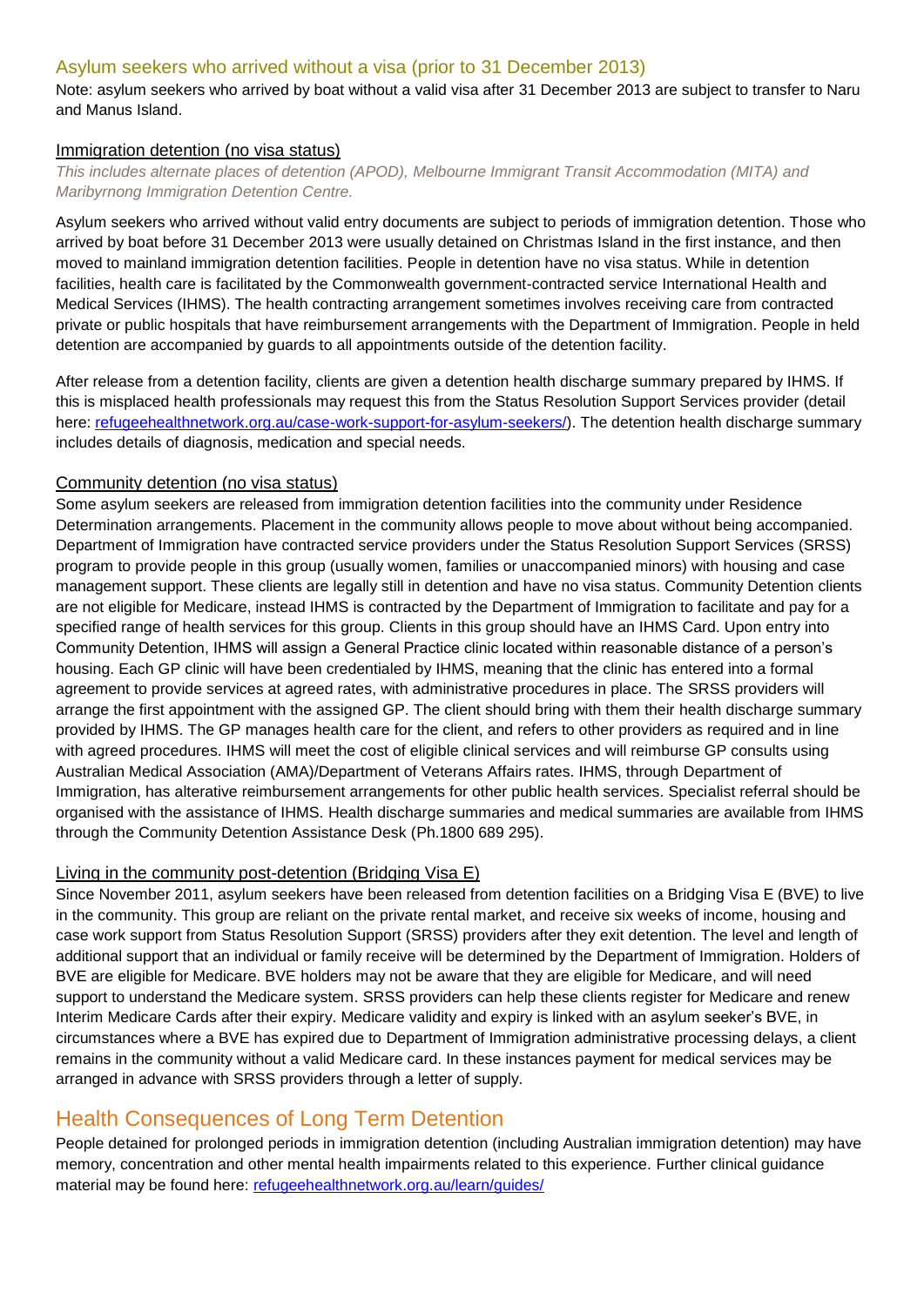## Asylum seekers who arrived without a visa (prior to 31 December 2013)

Note: asylum seekers who arrived by boat without a valid visa after 31 December 2013 are subject to transfer to Naru and Manus Island.

### Immigration detention (no visa status)

*This includes alternate places of detention (APOD), Melbourne Immigrant Transit Accommodation (MITA) and Maribyrnong Immigration Detention Centre.*

Asylum seekers who arrived without valid entry documents are subject to periods of immigration detention. Those who arrived by boat before 31 December 2013 were usually detained on Christmas Island in the first instance, and then moved to mainland immigration detention facilities. People in detention have no visa status. While in detention facilities, health care is facilitated by the Commonwealth government-contracted service International Health and Medical Services (IHMS). The health contracting arrangement sometimes involves receiving care from contracted private or public hospitals that have reimbursement arrangements with the Department of Immigration. People in held detention are accompanied by guards to all appointments outside of the detention facility.

After release from a detention facility, clients are given a detention health discharge summary prepared by IHMS. If this is misplaced health professionals may request this from the Status Resolution Support Services provider (detail here: refugeehealthnetwork.org.au/case-work-support-for-asylum-seekers/). The detention health discharge summary includes details of diagnosis, medication and special needs.

### Community detention (no visa status)

Some asylum seekers are released from immigration detention facilities into the community under Residence Determination arrangements. Placement in the community allows people to move about without being accompanied. Department of Immigration have contracted service providers under the Status Resolution Support Services (SRSS) program to provide people in this group (usually women, families or unaccompanied minors) with housing and case management support. These clients are legally still in detention and have no visa status. Community Detention clients are not eligible for Medicare, instead IHMS is contracted by the Department of Immigration to facilitate and pay for a specified range of health services for this group. Clients in this group should have an IHMS Card. Upon entry into Community Detention, IHMS will assign a General Practice clinic located within reasonable distance of a person's housing. Each GP clinic will have been credentialed by IHMS, meaning that the clinic has entered into a formal agreement to provide services at agreed rates, with administrative procedures in place. The SRSS providers will arrange the first appointment with the assigned GP. The client should bring with them their health discharge summary provided by IHMS. The GP manages health care for the client, and refers to other providers as required and in line with agreed procedures. IHMS will meet the cost of eligible clinical services and will reimburse GP consults using Australian Medical Association (AMA)/Department of Veterans Affairs rates. IHMS, through Department of Immigration, has alterative reimbursement arrangements for other public health services. Specialist referral should be organised with the assistance of IHMS. Health discharge summaries and medical summaries are available from IHMS through the Community Detention Assistance Desk (Ph.1800 689 295).

### Living in the community post-detention (Bridging Visa E)

Since November 2011, asylum seekers have been released from detention facilities on a Bridging Visa E (BVE) to live in the community. This group are reliant on the private rental market, and receive six weeks of income, housing and case work support from Status Resolution Support (SRSS) providers after they exit detention. The level and length of additional support that an individual or family receive will be determined by the Department of Immigration. Holders of BVE are eligible for Medicare. BVE holders may not be aware that they are eligible for Medicare, and will need support to understand the Medicare system. SRSS providers can help these clients register for Medicare and renew Interim Medicare Cards after their expiry. Medicare validity and expiry is linked with an asylum seeker's BVE, in circumstances where a BVE has expired due to Department of Immigration administrative processing delays, a client remains in the community without a valid Medicare card. In these instances payment for medical services may be arranged in advance with SRSS providers through a letter of supply.

## Health Consequences of Long Term Detention

People detained for prolonged periods in immigration detention (including Australian immigration detention) may have memory, concentration and other mental health impairments related to this experience. Further clinical guidance material may be found here: refugeehealthnetwork.org.au/learn/guides/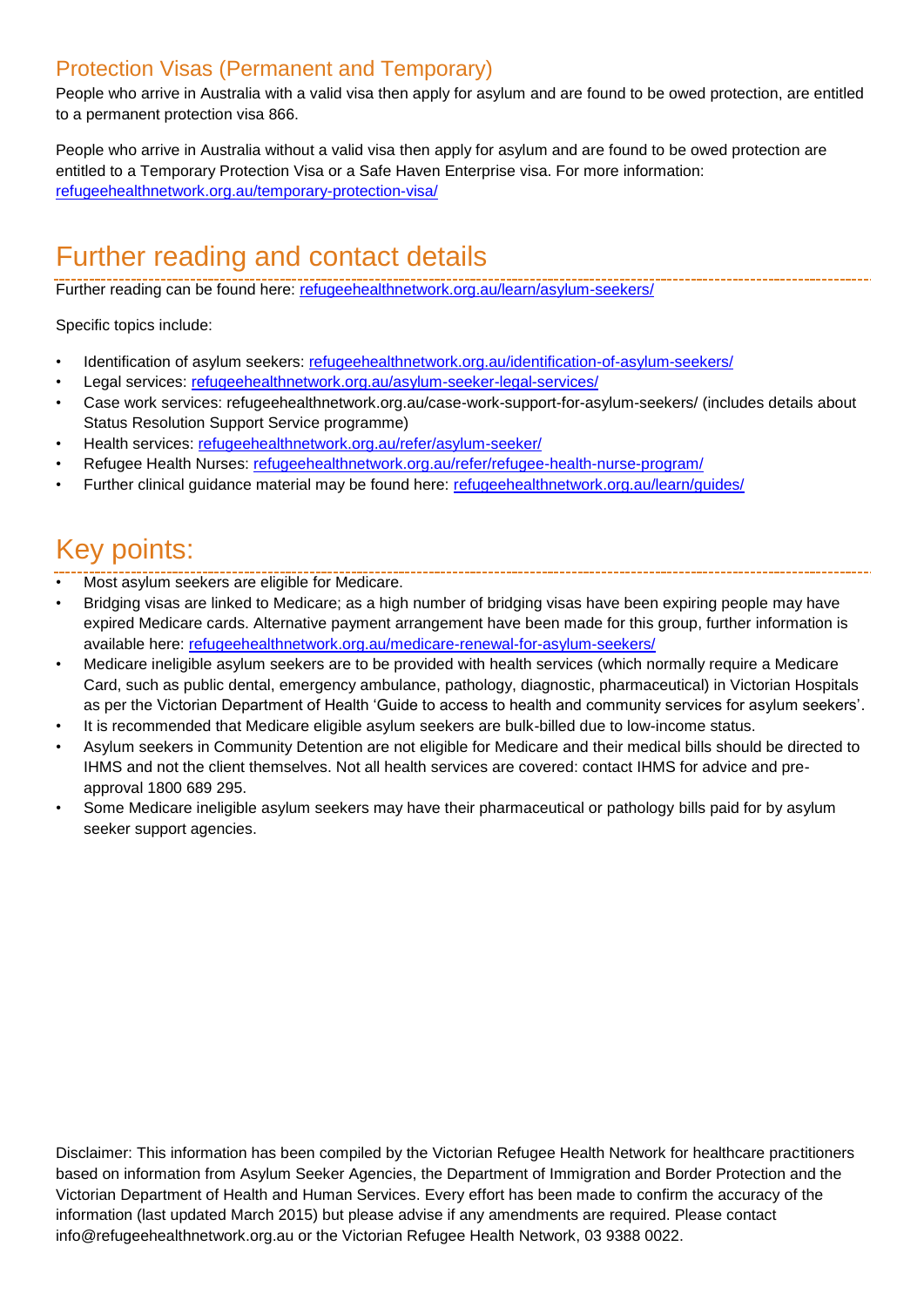### Protection Visas (Permanent and Temporary)

People who arrive in Australia with a valid visa then apply for asylum and are found to be owed protection, are entitled to a permanent protection visa 866.

People who arrive in Australia without a valid visa then apply for asylum and are found to be owed protection are entitled to a Temporary Protection Visa or a Safe Haven Enterprise visa. For more information: refugeehealthnetwork.org.au/temporary-protection-visa/

## Further reading and contact details

Further reading can be found here: refugeehealthnetwork.org.au/learn/asylum-seekers/

Specific topics include:

- Identification of asylum seekers: refugeehealthnetwork.org.au/identification-of-asylum-seekers/
- Legal services: refugeehealthnetwork.org.au/asylum-seeker-legal-services/
- Case work services: refugeehealthnetwork.org.au/case-work-support-for-asylum-seekers/ (includes details about Status Resolution Support Service programme)
- Health services: refugeehealthnetwork.org.au/refer/asylum-seeker/
- Refugee Health Nurses: refugeehealthnetwork.org.au/refer/refugee-health-nurse-program/
- Further clinical guidance material may be found here: refugeehealthnetwork.org.au/learn/guides/

## Key points:

- Most asylum seekers are eligible for Medicare.
- Bridging visas are linked to Medicare; as a high number of bridging visas have been expiring people may have expired Medicare cards. Alternative payment arrangement have been made for this group, further information is available here: refugeehealthnetwork.org.au/medicare-renewal-for-asylum-seekers/
- Medicare ineligible asylum seekers are to be provided with health services (which normally require a Medicare Card, such as public dental, emergency ambulance, pathology, diagnostic, pharmaceutical) in Victorian Hospitals as per the Victorian Department of Health 'Guide to access to health and community services for asylum seekers'.
- It is recommended that Medicare eligible asylum seekers are bulk-billed due to low-income status.
- Asylum seekers in Community Detention are not eligible for Medicare and their medical bills should be directed to IHMS and not the client themselves. Not all health services are covered: contact IHMS for advice and pre-approval 1800 689 295.
- Some Medicare ineligible asylum seekers may have their pharmaceutical or pathology bills paid for by asylum seeker support agencies.

Disclaimer: This information has been compiled by the Victorian Refugee Health Network for healthcare practitioners based on information from Asylum Seeker Agencies, the Department of Immigration and Border Protection and the Victorian Department of Health and Human Services. Every effort has been made to confirm the accuracy of the information (last updated March 2015) but please advise if any amendments are required. Please contact info@refugeehealthnetwork.org.au or the Victorian Refugee Health Network, 03 9388 0022.